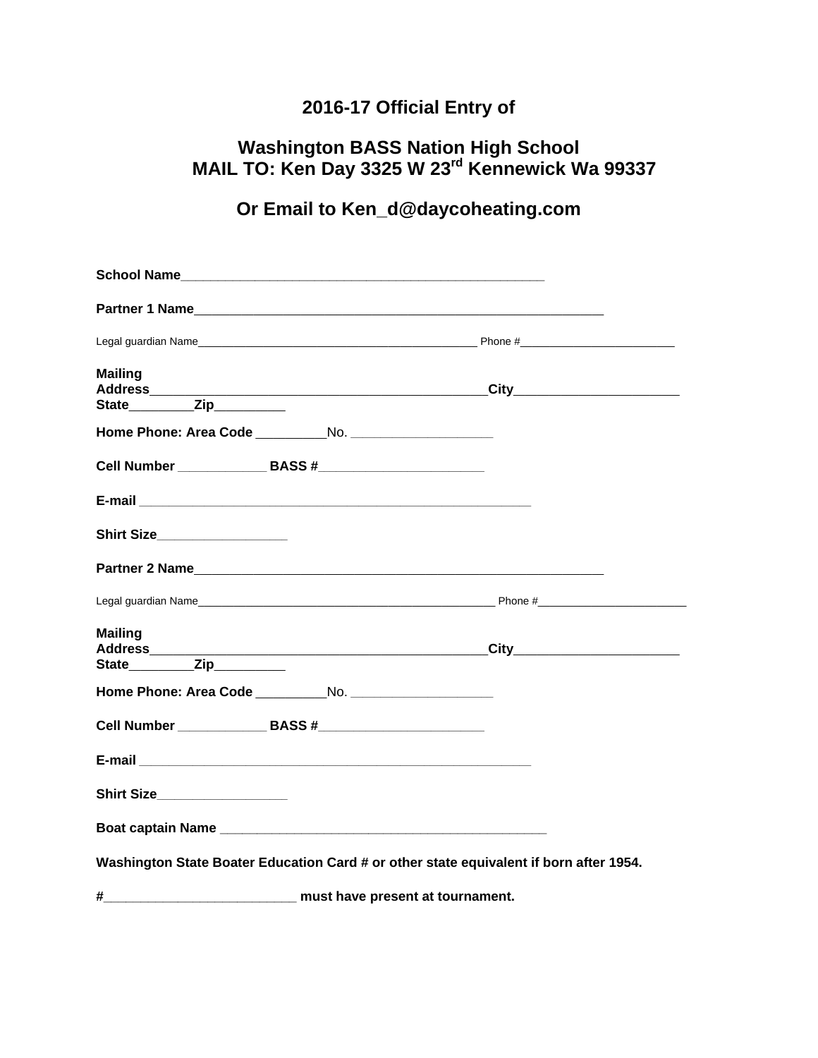## 2016-17 Official Entry of

## Washington BASS Nation High School
## MAIL TO: Ken Day 3325 W 23rd Kennewick Wa 99337

## Or Email to Ken_d@daycoheating.com

**School Name**___________________________________________________

**Partner 1 Name**__________________________________________________________

Legal guardian Name_______________________________________________ Phone #_________________________

**Mailing Address**_______________________________________________**City**______________________ **State**________**Zip**_________

**Home Phone: Area Code** _________No. ___________________

**Cell Number** ____________ **BASS #**______________________

**E-mail** _____________________________________________________

**Shirt Size**_________________

**Partner 2 Name**__________________________________________________________

Legal guardian Name_______________________________________________ Phone #_______________________

**Mailing Address**_______________________________________________**City**______________________ **State**________**Zip**_________

**Home Phone: Area Code** _________No. ___________________

**Cell Number** ____________ **BASS #**______________________

**E-mail** _____________________________________________________

**Shirt Size**_________________

**Boat captain Name** ____________________________________________

**Washington State Boater Education Card # or other state equivalent if born after 1954.**

**#__________________________ must have present at tournament.**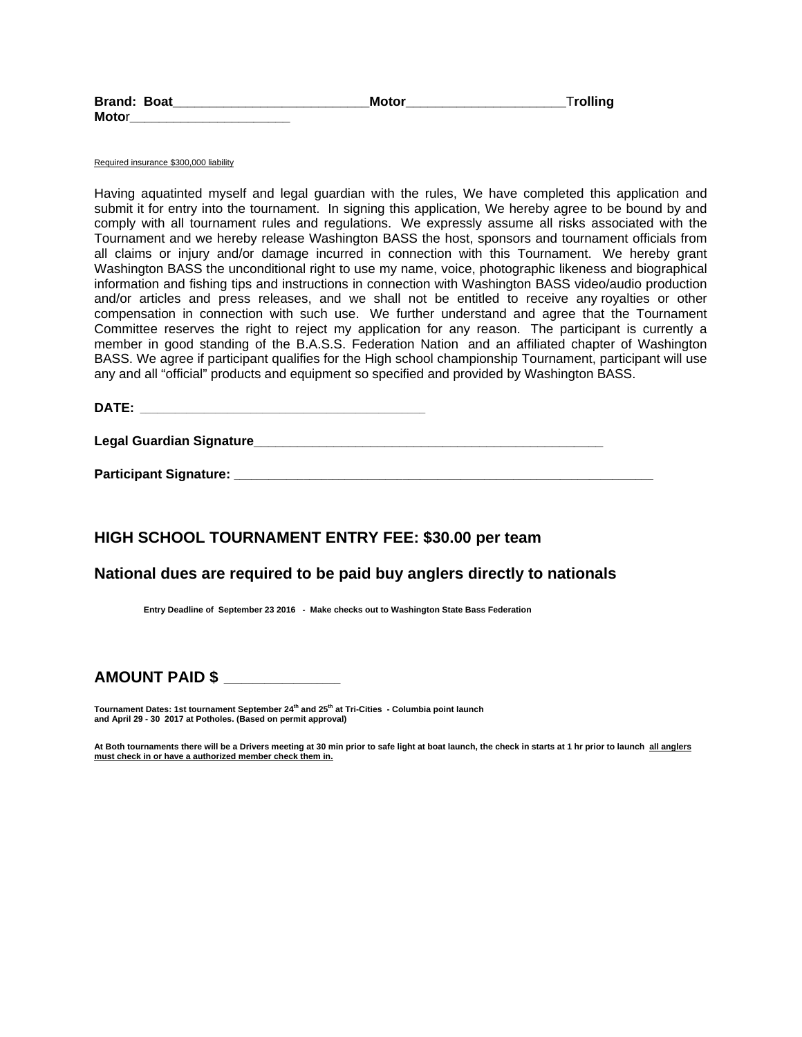**Brand: Boat__________________________Motor_____________________Trolling Motor_____________________**

Required insurance $300,000 liability

Having aquatinted myself and legal guardian with the rules, We have completed this application and submit it for entry into the tournament. In signing this application, We hereby agree to be bound by and comply with all tournament rules and regulations. We expressly assume all risks associated with the Tournament and we hereby release Washington BASS the host, sponsors and tournament officials from all claims or injury and/or damage incurred in connection with this Tournament. We hereby grant Washington BASS the unconditional right to use my name, voice, photographic likeness and biographical information and fishing tips and instructions in connection with Washington BASS video/audio production and/or articles and press releases, and we shall not be entitled to receive any royalties or other compensation in connection with such use. We further understand and agree that the Tournament Committee reserves the right to reject my application for any reason. The participant is currently a member in good standing of the B.A.S.S. Federation Nation and an affiliated chapter of Washington BASS. We agree if participant qualifies for the High school championship Tournament, participant will use any and all "official" products and equipment so specified and provided by Washington BASS.

**DATE: ______________________________________**

**Legal Guardian Signature______________________________________________**

**Participant Signature: _______________________________________________________**

## HIGH SCHOOL TOURNAMENT ENTRY FEE: $30.00 per team

## National dues are required to be paid buy anglers directly to nationals

**Entry Deadline of September 23 2016 - Make checks out to Washington State Bass Federation**

## AMOUNT PAID $ _____________

**Tournament Dates: 1st tournament September 24th and 25th at Tri-Cities - Columbia point launch and April 29 - 30 2017 at Potholes. (Based on permit approval)**

**At Both tournaments there will be a Drivers meeting at 30 min prior to safe light at boat launch, the check in starts at 1 hr prior to launch <u>all anglers must check in or have a authorized member check them in.</u>**